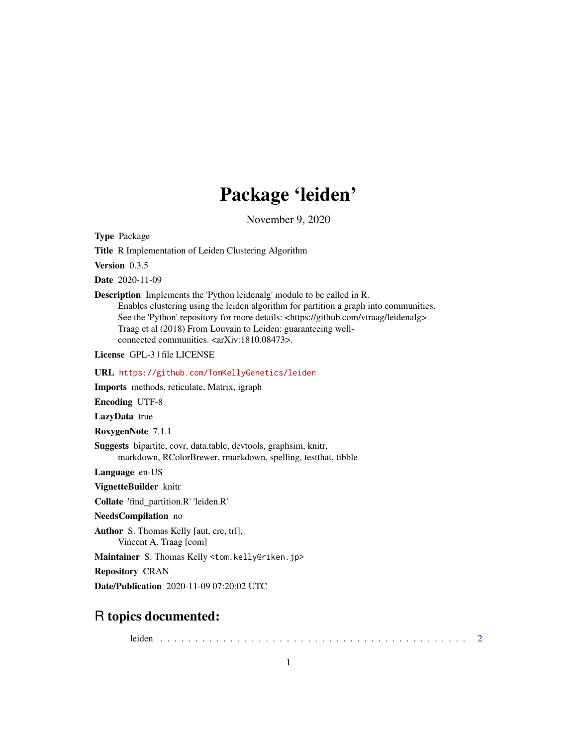# Package 'leiden'

November 9, 2020

**Type** Package

**Title** R Implementation of Leiden Clustering Algorithm

**Version** 0.3.5

**Date** 2020-11-09

**Description** Implements the 'Python leidenalg' module to be called in R.
Enables clustering using the leiden algorithm for partition a graph into communities.
See the 'Python' repository for more details: <https://github.com/vtraag/leidenalg>
Traag et al (2018) From Louvain to Leiden: guaranteeing well-connected communities. <arXiv:1810.08473>.

**License** GPL-3 | file LICENSE

**URL** https://github.com/TomKellyGenetics/leiden

**Imports** methods, reticulate, Matrix, igraph

**Encoding** UTF-8

**LazyData** true

**RoxygenNote** 7.1.1

**Suggests** bipartite, covr, data.table, devtools, graphsim, knitr,
markdown, RColorBrewer, rmarkdown, spelling, testthat, tibble

**Language** en-US

**VignetteBuilder** knitr

**Collate** 'find_partition.R' 'leiden.R'

**NeedsCompilation** no

**Author** S. Thomas Kelly [aut, cre, trl],
Vincent A. Traag [com]

**Maintainer** S. Thomas Kelly <tom.kelly@riken.jp>

**Repository** CRAN

**Date/Publication** 2020-11-09 07:20:02 UTC

## R topics documented:

leiden . . . . . . . . . . . . . . . . . . . . . . . . . . . . . . . . . . . . . . . . . . 2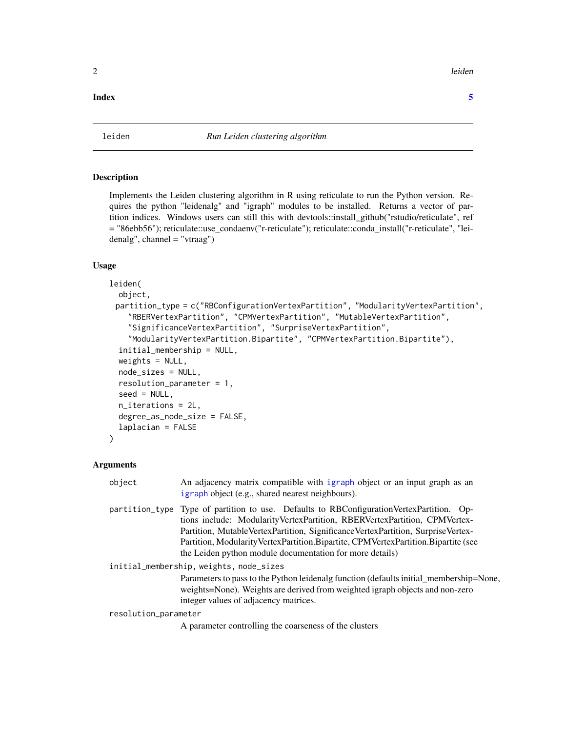**Index** 5

---

leiden *Run Leiden clustering algorithm*

---

## Description

Implements the Leiden clustering algorithm in R using reticulate to run the Python version. Requires the python "leidenalg" and "igraph" modules to be installed. Returns a vector of partition indices. Windows users can still this with devtools::install_github("rstudio/reticulate", ref = "86ebb56"); reticulate::use_condaenv("r-reticulate"); reticulate::conda_install("r-reticulate", "leidenalg", channel = "vtraag")

## Usage

```
leiden(
  object,
  partition_type = c("RBConfigurationVertexPartition", "ModularityVertexPartition",
    "RBERVertexPartition", "CPMVertexPartition", "MutableVertexPartition",
    "SignificanceVertexPartition", "SurpriseVertexPartition",
    "ModularityVertexPartition.Bipartite", "CPMVertexPartition.Bipartite"),
  initial_membership = NULL,
  weights = NULL,
  node_sizes = NULL,
  resolution_parameter = 1,
  seed = NULL,
  n_iterations = 2L,
  degree_as_node_size = FALSE,
  laplacian = FALSE
)
```

## Arguments

`object` An adjacency matrix compatible with `igraph` object or an input graph as an `igraph` object (e.g., shared nearest neighbours).

`partition_type` Type of partition to use. Defaults to RBConfigurationVertexPartition. Options include: ModularityVertexPartition, RBERVertexPartition, CPMVertexPartition, MutableVertexPartition, SignificanceVertexPartition, SurpriseVertexPartition, ModularityVertexPartition.Bipartite, CPMVertexPartition.Bipartite (see the Leiden python module documentation for more details)

`initial_membership, weights, node_sizes`
Parameters to pass to the Python leidenalg function (defaults initial_membership=None, weights=None). Weights are derived from weighted igraph objects and non-zero integer values of adjacency matrices.

`resolution_parameter`
A parameter controlling the coarseness of the clusters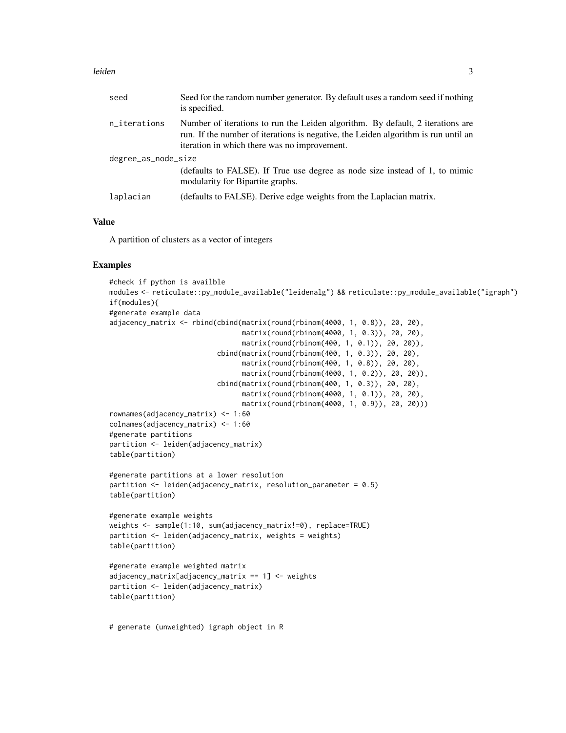| | |
|---|---|
| seed | Seed for the random number generator. By default uses a random seed if nothing is specified. |
| n_iterations | Number of iterations to run the Leiden algorithm. By default, 2 iterations are run. If the number of iterations is negative, the Leiden algorithm is run until an iteration in which there was no improvement. |
| degree_as_node_size | (defaults to FALSE). If True use degree as node size instead of 1, to mimic modularity for Bipartite graphs. |
| laplacian | (defaults to FALSE). Derive edge weights from the Laplacian matrix. |

## Value

A partition of clusters as a vector of integers

## Examples

```
#check if python is availble
modules <- reticulate::py_module_available("leidenalg") && reticulate::py_module_available("igraph")
if(modules){
#generate example data
adjacency_matrix <- rbind(cbind(matrix(round(rbinom(4000, 1, 0.8)), 20, 20),
                                matrix(round(rbinom(4000, 1, 0.3)), 20, 20),
                                matrix(round(rbinom(400, 1, 0.1)), 20, 20)),
                          cbind(matrix(round(rbinom(400, 1, 0.3)), 20, 20),
                                matrix(round(rbinom(400, 1, 0.8)), 20, 20),
                                matrix(round(rbinom(4000, 1, 0.2)), 20, 20)),
                          cbind(matrix(round(rbinom(400, 1, 0.3)), 20, 20),
                                matrix(round(rbinom(4000, 1, 0.1)), 20, 20),
                                matrix(round(rbinom(4000, 1, 0.9)), 20, 20)))
rownames(adjacency_matrix) <- 1:60
colnames(adjacency_matrix) <- 1:60
#generate partitions
partition <- leiden(adjacency_matrix)
table(partition)

#generate partitions at a lower resolution
partition <- leiden(adjacency_matrix, resolution_parameter = 0.5)
table(partition)

#generate example weights
weights <- sample(1:10, sum(adjacency_matrix!=0), replace=TRUE)
partition <- leiden(adjacency_matrix, weights = weights)
table(partition)

#generate example weighted matrix
adjacency_matrix[adjacency_matrix == 1] <- weights
partition <- leiden(adjacency_matrix)
table(partition)


# generate (unweighted) igraph object in R
```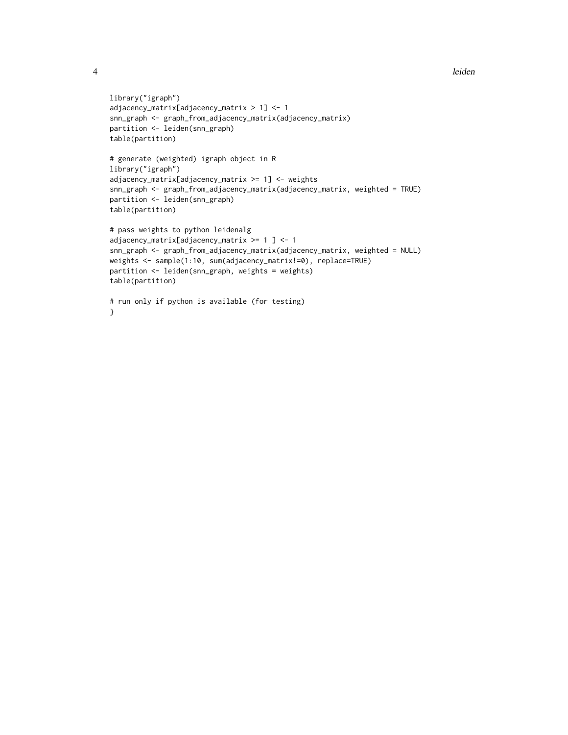```
library("igraph")
adjacency_matrix[adjacency_matrix > 1] <- 1
snn_graph <- graph_from_adjacency_matrix(adjacency_matrix)
partition <- leiden(snn_graph)
table(partition)

# generate (weighted) igraph object in R
library("igraph")
adjacency_matrix[adjacency_matrix >= 1] <- weights
snn_graph <- graph_from_adjacency_matrix(adjacency_matrix, weighted = TRUE)
partition <- leiden(snn_graph)
table(partition)

# pass weights to python leidenalg
adjacency_matrix[adjacency_matrix >= 1 ] <- 1
snn_graph <- graph_from_adjacency_matrix(adjacency_matrix, weighted = NULL)
weights <- sample(1:10, sum(adjacency_matrix!=0), replace=TRUE)
partition <- leiden(snn_graph, weights = weights)
table(partition)

# run only if python is available (for testing)
}
```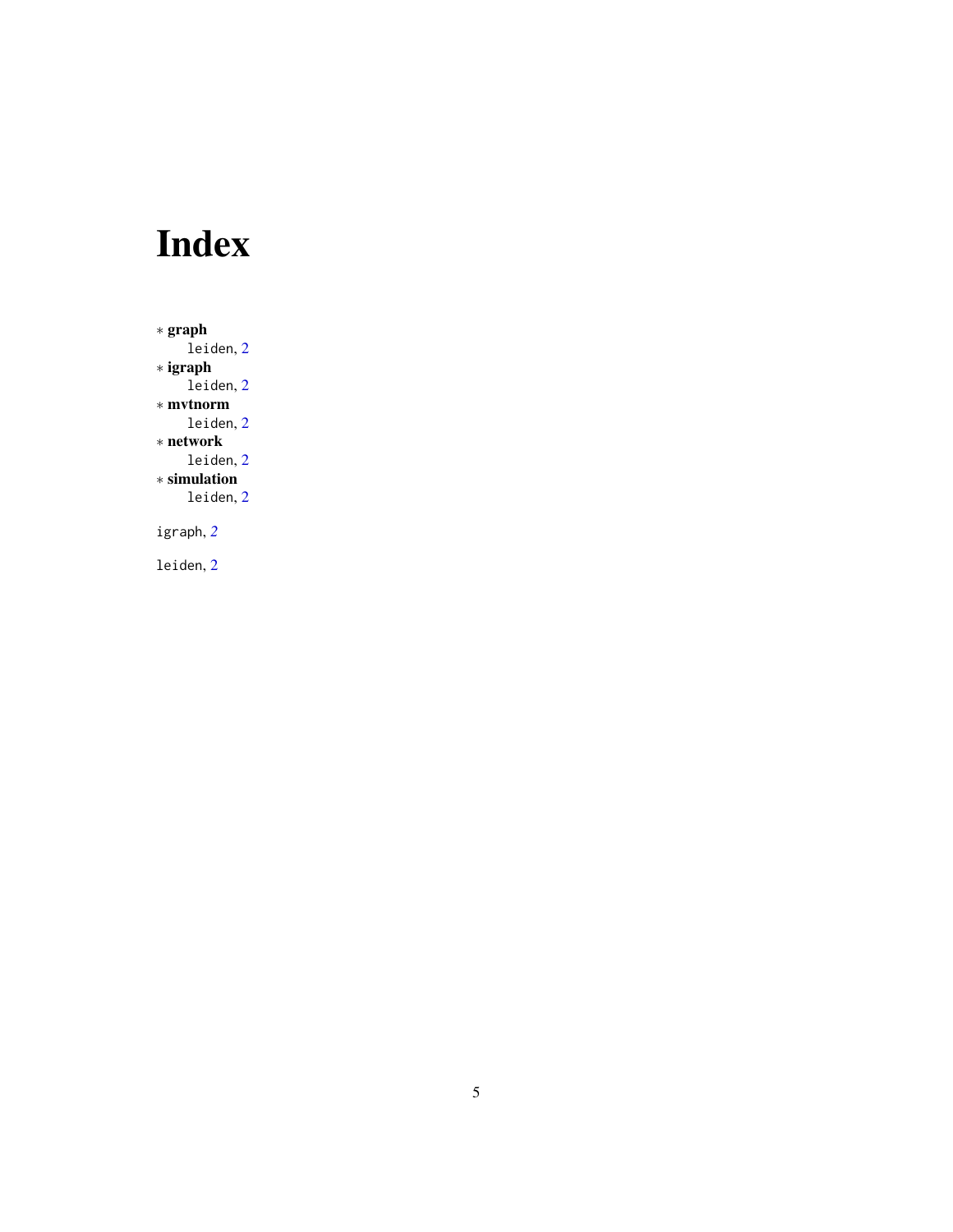# Index

∗ **graph**
    leiden, 2
∗ **igraph**
    leiden, 2
∗ **mvtnorm**
    leiden, 2
∗ **network**
    leiden, 2
∗ **simulation**
    leiden, 2

igraph, *2*

leiden, 2